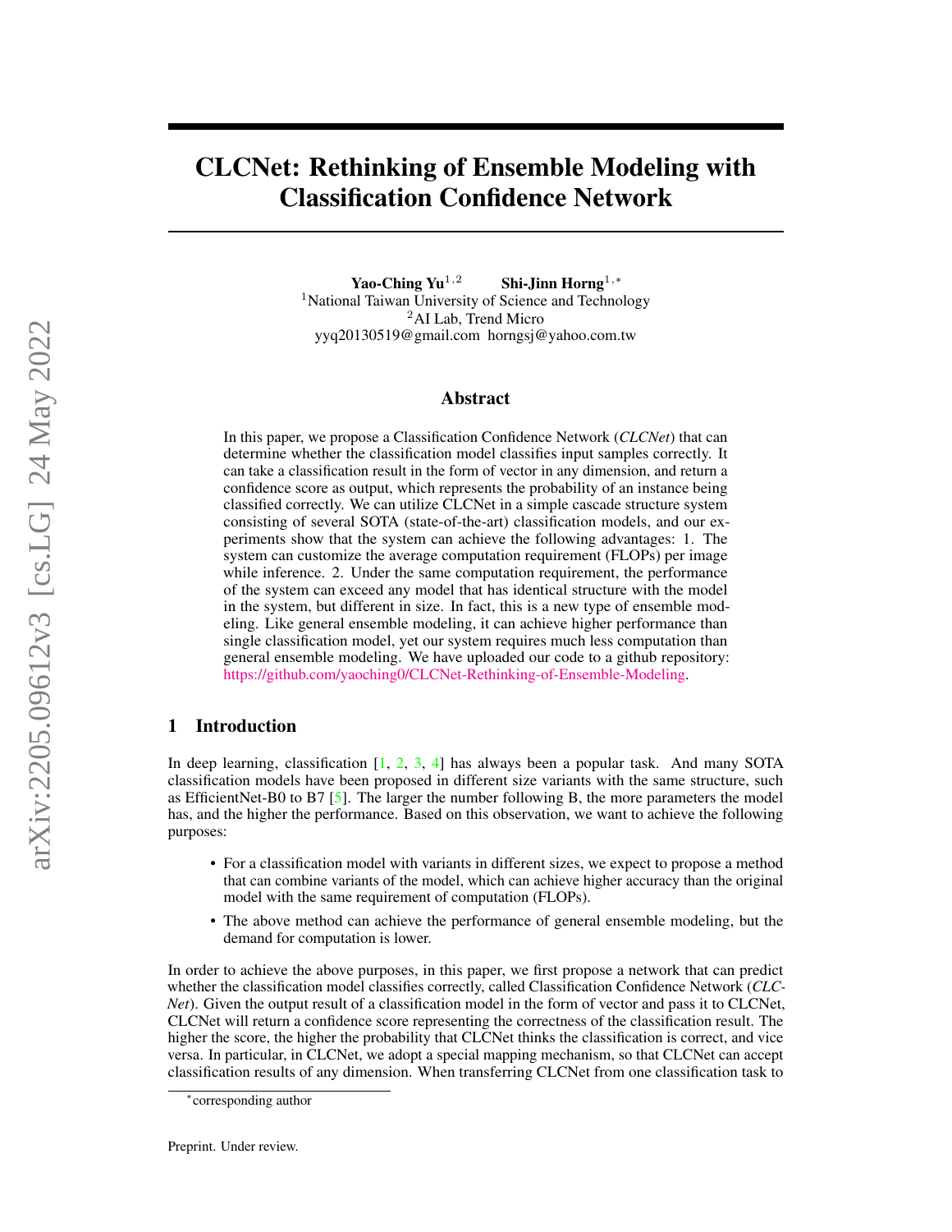# CLCNet: Rethinking of Ensemble Modeling with Classification Confidence Network

**Yao-Ching Yu**[1,2] **Shi-Jinn Horng**[1,*]

[1]National Taiwan University of Science and Technology
[2]AI Lab, Trend Micro
yyq20130519@gmail.com horngsj@yahoo.com.tw

## Abstract

In this paper, we propose a Classification Confidence Network (*CLCNet*) that can determine whether the classification model classifies input samples correctly. It can take a classification result in the form of vector in any dimension, and return a confidence score as output, which represents the probability of an instance being classified correctly. We can utilize CLCNet in a simple cascade structure system consisting of several SOTA (state-of-the-art) classification models, and our experiments show that the system can achieve the following advantages: 1. The system can customize the average computation requirement (FLOPs) per image while inference. 2. Under the same computation requirement, the performance of the system can exceed any model that has identical structure with the model in the system, but different in size. In fact, this is a new type of ensemble modeling. Like general ensemble modeling, it can achieve higher performance than single classification model, yet our system requires much less computation than general ensemble modeling. We have uploaded our code to a github repository: https://github.com/yaoching0/CLCNet-Rethinking-of-Ensemble-Modeling.

## 1 Introduction

In deep learning, classification [1, 2, 3, 4] has always been a popular task. And many SOTA classification models have been proposed in different size variants with the same structure, such as EfficientNet-B0 to B7 [5]. The larger the number following B, the more parameters the model has, and the higher the performance. Based on this observation, we want to achieve the following purposes:

- For a classification model with variants in different sizes, we expect to propose a method that can combine variants of the model, which can achieve higher accuracy than the original model with the same requirement of computation (FLOPs).
- The above method can achieve the performance of general ensemble modeling, but the demand for computation is lower.

In order to achieve the above purposes, in this paper, we first propose a network that can predict whether the classification model classifies correctly, called Classification Confidence Network (*CLCNet*). Given the output result of a classification model in the form of vector and pass it to CLCNet, CLCNet will return a confidence score representing the correctness of the classification result. The higher the score, the higher the probability that CLCNet thinks the classification is correct, and vice versa. In particular, in CLCNet, we adopt a special mapping mechanism, so that CLCNet can accept classification results of any dimension. When transferring CLCNet from one classification task to

*corresponding author

Preprint. Under review.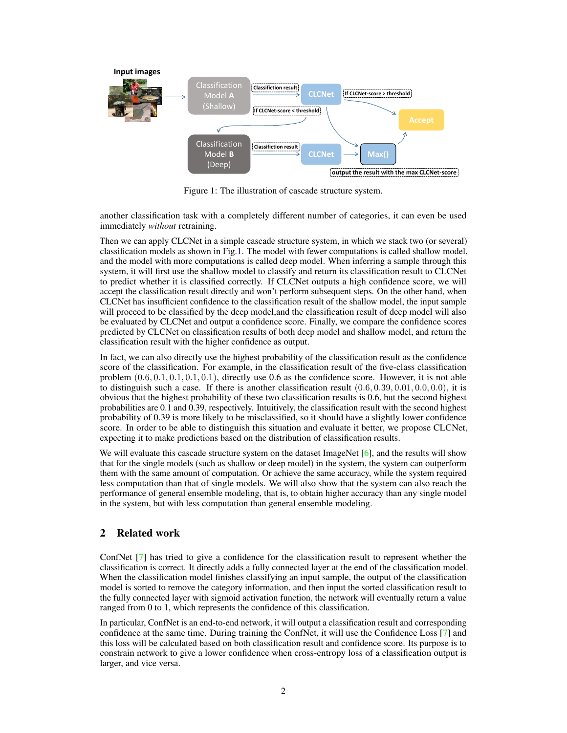Figure 1: The illustration of cascade structure system.

another classification task with a completely different number of categories, it can even be used immediately *without* retraining.

Then we can apply CLCNet in a simple cascade structure system, in which we stack two (or several) classification models as shown in Fig.1. The model with fewer computations is called shallow model, and the model with more computations is called deep model. When inferring a sample through this system, it will first use the shallow model to classify and return its classification result to CLCNet to predict whether it is classified correctly. If CLCNet outputs a high confidence score, we will accept the classification result directly and won't perform subsequent steps. On the other hand, when CLCNet has insufficient confidence to the classification result of the shallow model, the input sample will proceed to be classified by the deep model,and the classification result of deep model will also be evaluated by CLCNet and output a confidence score. Finally, we compare the confidence scores predicted by CLCNet on classification results of deep model and shallow model, and return the classification result with the higher confidence as output.

In fact, we can also directly use the highest probability of the classification result as the confidence score of the classification. For example, in the classification result of the five-class classification problem $(0.6, 0.1, 0.1, 0.1, 0.1)$, directly use 0.6 as the confidence score. However, it is not able to distinguish such a case. If there is another classification result $(0.6, 0.39, 0.01, 0.0, 0.0)$, it is obvious that the highest probability of these two classification results is 0.6, but the second highest probabilities are 0.1 and 0.39, respectively. Intuitively, the classification result with the second highest probability of 0.39 is more likely to be misclassified, so it should have a slightly lower confidence score. In order to be able to distinguish this situation and evaluate it better, we propose CLCNet, expecting it to make predictions based on the distribution of classification results.

We will evaluate this cascade structure system on the dataset ImageNet [6], and the results will show that for the single models (such as shallow or deep model) in the system, the system can outperform them with the same amount of computation. Or achieve the same accuracy, while the system required less computation than that of single models. We will also show that the system can also reach the performance of general ensemble modeling, that is, to obtain higher accuracy than any single model in the system, but with less computation than general ensemble modeling.

## 2 Related work

ConfNet [7] has tried to give a confidence for the classification result to represent whether the classification is correct. It directly adds a fully connected layer at the end of the classification model. When the classification model finishes classifying an input sample, the output of the classification model is sorted to remove the category information, and then input the sorted classification result to the fully connected layer with sigmoid activation function, the network will eventually return a value ranged from 0 to 1, which represents the confidence of this classification.

In particular, ConfNet is an end-to-end network, it will output a classification result and corresponding confidence at the same time. During training the ConfNet, it will use the Confidence Loss [7] and this loss will be calculated based on both classification result and confidence score. Its purpose is to constrain network to give a lower confidence when cross-entropy loss of a classification output is larger, and vice versa.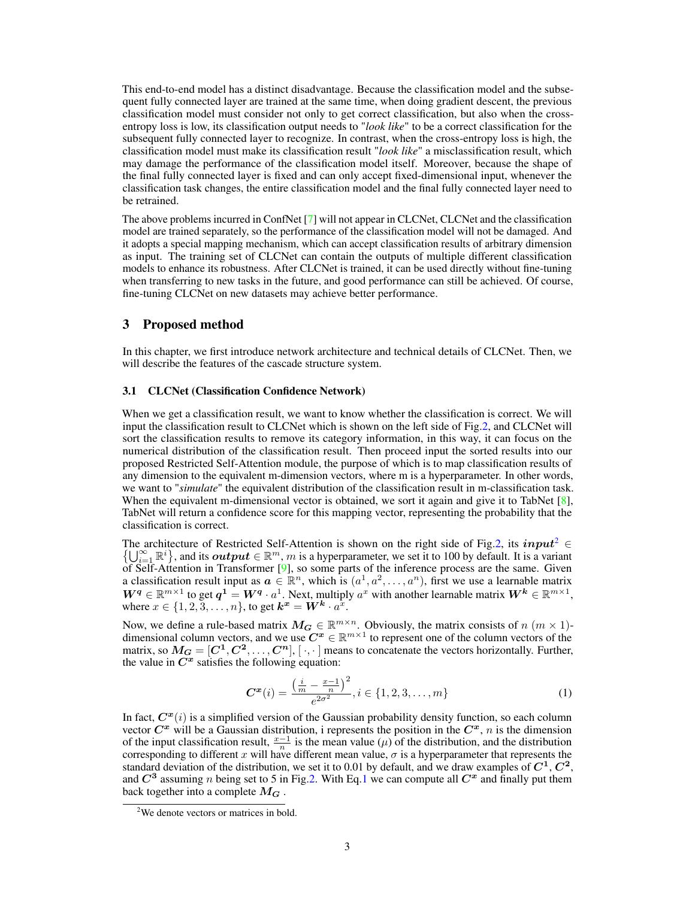This end-to-end model has a distinct disadvantage. Because the classification model and the subsequent fully connected layer are trained at the same time, when doing gradient descent, the previous classification model must consider not only to get correct classification, but also when the cross-entropy loss is low, its classification output needs to "*look like*" to be a correct classification for the subsequent fully connected layer to recognize. In contrast, when the cross-entropy loss is high, the classification model must make its classification result "*look like*" a misclassification result, which may damage the performance of the classification model itself. Moreover, because the shape of the final fully connected layer is fixed and can only accept fixed-dimensional input, whenever the classification task changes, the entire classification model and the final fully connected layer need to be retrained.

The above problems incurred in ConfNet [7] will not appear in CLCNet, CLCNet and the classification model are trained separately, so the performance of the classification model will not be damaged. And it adopts a special mapping mechanism, which can accept classification results of arbitrary dimension as input. The training set of CLCNet can contain the outputs of multiple different classification models to enhance its robustness. After CLCNet is trained, it can be used directly without fine-tuning when transferring to new tasks in the future, and good performance can still be achieved. Of course, fine-tuning CLCNet on new datasets may achieve better performance.

## 3 Proposed method

In this chapter, we first introduce network architecture and technical details of CLCNet. Then, we will describe the features of the cascade structure system.

### 3.1 CLCNet (Classification Confidence Network)

When we get a classification result, we want to know whether the classification is correct. We will input the classification result to CLCNet which is shown on the left side of Fig.2, and CLCNet will sort the classification results to remove its category information, in this way, it can focus on the numerical distribution of the classification result. Then proceed input the sorted results into our proposed Restricted Self-Attention module, the purpose of which is to map classification results of any dimension to the equivalent m-dimension vectors, where m is a hyperparameter. In other words, we want to "*simulate*" the equivalent distribution of the classification result in m-classification task. When the equivalent m-dimensional vector is obtained, we sort it again and give it to TabNet [8], TabNet will return a confidence score for this mapping vector, representing the probability that the classification is correct.

The architecture of Restricted Self-Attention is shown on the right side of Fig.2, its $\boldsymbol{input}$[2] $\in \left\{\bigcup_{i=1}^{\infty} \mathbb{R}^i\right\}$, and its $\boldsymbol{output} \in \mathbb{R}^m$, $m$ is a hyperparameter, we set it to 100 by default. It is a variant of Self-Attention in Transformer [9], so some parts of the inference process are the same. Given a classification result input as $\boldsymbol{a} \in \mathbb{R}^n$, which is $(a^1, a^2, \dots, a^n)$, first we use a learnable matrix $\boldsymbol{W^q} \in \mathbb{R}^{m \times 1}$ to get $\boldsymbol{q^1} = \boldsymbol{W^q} \cdot a^1$. Next, multiply $a^x$ with another learnable matrix $\boldsymbol{W^k} \in \mathbb{R}^{m \times 1}$, where $x \in \{1, 2, 3, \dots, n\}$, to get $\boldsymbol{k^x} = \boldsymbol{W^k} \cdot a^x$.

Now, we define a rule-based matrix $\boldsymbol{M_G} \in \mathbb{R}^{m \times n}$. Obviously, the matrix consists of $n$ $(m \times 1)$-dimensional column vectors, and we use $\boldsymbol{C^x} \in \mathbb{R}^{m \times 1}$ to represent one of the column vectors of the matrix, so $\boldsymbol{M_G} = [\boldsymbol{C^1}, \boldsymbol{C^2}, \dots, \boldsymbol{C^n}]$, $[\cdot, \cdot]$ means to concatenate the vectors horizontally. Further, the value in $\boldsymbol{C^x}$ satisfies the following equation:

$$\boldsymbol{C^x}(i) = \frac{\left(\frac{i}{m} - \frac{x-1}{n}\right)^2}{e^{2\sigma^2}}, i \in \{1, 2, 3, \dots, m\} \tag{1}$$

In fact, $\boldsymbol{C^x}(i)$ is a simplified version of the Gaussian probability density function, so each column vector $\boldsymbol{C^x}$ will be a Gaussian distribution, i represents the position in the $\boldsymbol{C^x}$, $n$ is the dimension of the input classification result, $\frac{x-1}{n}$ is the mean value ($\mu$) of the distribution, and the distribution corresponding to different $x$ will have different mean value, $\sigma$ is a hyperparameter that represents the standard deviation of the distribution, we set it to 0.01 by default, and we draw examples of $\boldsymbol{C^1}$, $\boldsymbol{C^2}$, and $\boldsymbol{C^3}$ assuming $n$ being set to 5 in Fig.2. With Eq.1 we can compute all $\boldsymbol{C^x}$ and finally put them back together into a complete $\boldsymbol{M_G}$ .

[2] We denote vectors or matrices in bold.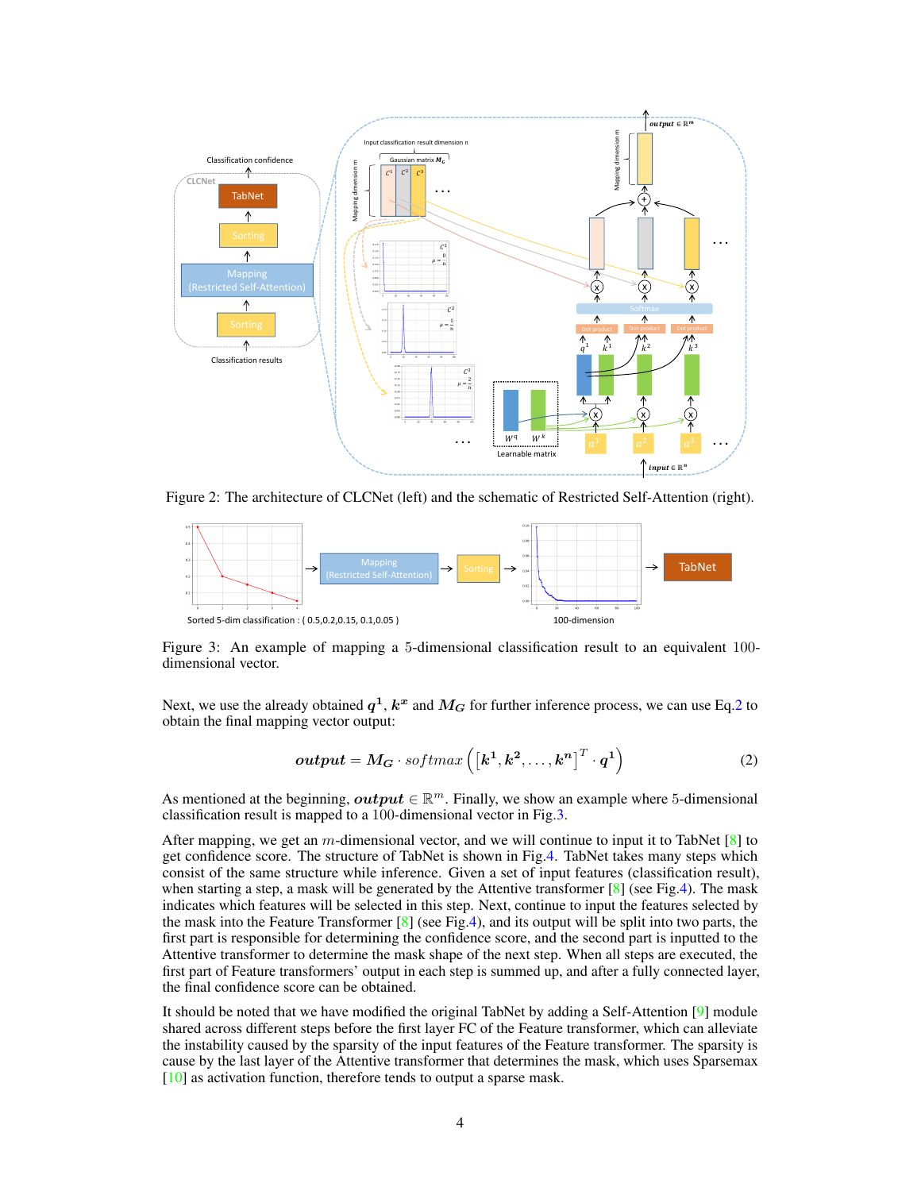Figure 2: The architecture of CLCNet (left) and the schematic of Restricted Self-Attention (right).

Figure 3: An example of mapping a 5-dimensional classification result to an equivalent 100-dimensional vector.

Next, we use the already obtained $\boldsymbol{q^1}$, $\boldsymbol{k^x}$ and $\boldsymbol{M_G}$ for further inference process, we can use Eq.2 to obtain the final mapping vector output:

$$\boldsymbol{output} = \boldsymbol{M_G} \cdot softmax\left(\left[\boldsymbol{k^1}, \boldsymbol{k^2}, \ldots, \boldsymbol{k^n}\right]^T \cdot \boldsymbol{q^1}\right) \tag{2}$$

As mentioned at the beginning, $\boldsymbol{output} \in \mathbb{R}^m$. Finally, we show an example where 5-dimensional classification result is mapped to a 100-dimensional vector in Fig.3.

After mapping, we get an $m$-dimensional vector, and we will continue to input it to TabNet [8] to get confidence score. The structure of TabNet is shown in Fig.4. TabNet takes many steps which consist of the same structure while inference. Given a set of input features (classification result), when starting a step, a mask will be generated by the Attentive transformer [8] (see Fig.4). The mask indicates which features will be selected in this step. Next, continue to input the features selected by the mask into the Feature Transformer [8] (see Fig.4), and its output will be split into two parts, the first part is responsible for determining the confidence score, and the second part is inputted to the Attentive transformer to determine the mask shape of the next step. When all steps are executed, the first part of Feature transformers' output in each step is summed up, and after a fully connected layer, the final confidence score can be obtained.

It should be noted that we have modified the original TabNet by adding a Self-Attention [9] module shared across different steps before the first layer FC of the Feature transformer, which can alleviate the instability caused by the sparsity of the input features of the Feature transformer. The sparsity is cause by the last layer of the Attentive transformer that determines the mask, which uses Sparsemax [10] as activation function, therefore tends to output a sparse mask.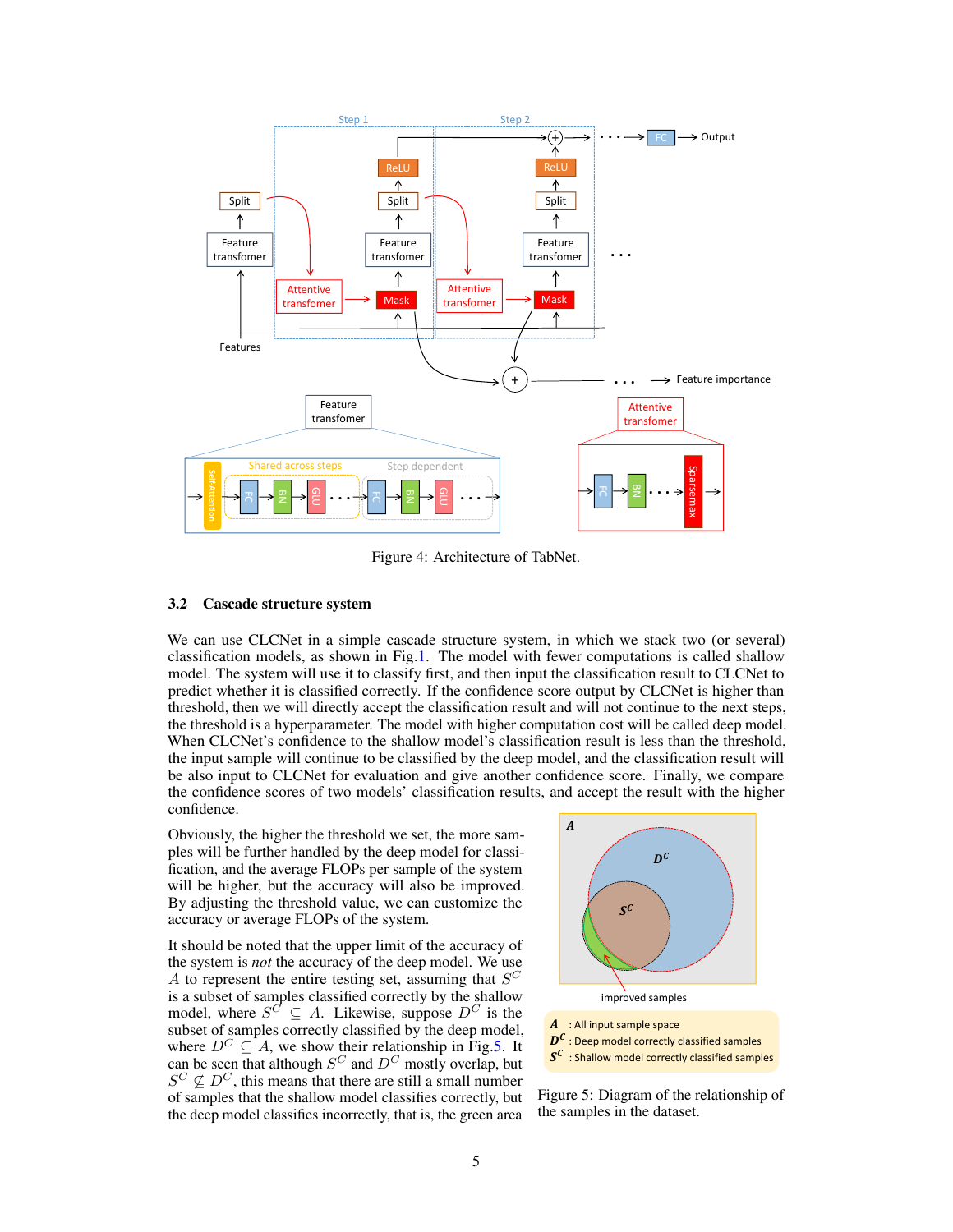Figure 4: Architecture of TabNet.

### 3.2 Cascade structure system

We can use CLCNet in a simple cascade structure system, in which we stack two (or several) classification models, as shown in Fig.1. The model with fewer computations is called shallow model. The system will use it to classify first, and then input the classification result to CLCNet to predict whether it is classified correctly. If the confidence score output by CLCNet is higher than threshold, then we will directly accept the classification result and will not continue to the next steps, the threshold is a hyperparameter. The model with higher computation cost will be called deep model. When CLCNet's confidence to the shallow model's classification result is less than the threshold, the input sample will continue to be classified by the deep model, and the classification result will be also input to CLCNet for evaluation and give another confidence score. Finally, we compare the confidence scores of two models' classification results, and accept the result with the higher confidence.

Obviously, the higher the threshold we set, the more samples will be further handled by the deep model for classification, and the average FLOPs per sample of the system will be higher, but the accuracy will also be improved. By adjusting the threshold value, we can customize the accuracy or average FLOPs of the system.

It should be noted that the upper limit of the accuracy of the system is *not* the accuracy of the deep model. We use $A$ to represent the entire testing set, assuming that $S^C$ is a subset of samples classified correctly by the shallow model, where $S^C \subseteq A$. Likewise, suppose $D^C$ is the subset of samples correctly classified by the deep model, where $D^C \subseteq A$, we show their relationship in Fig.5. It can be seen that although $S^C$ and $D^C$ mostly overlap, but $S^C \nsubseteq D^C$, this means that there are still a small number of samples that the shallow model classifies correctly, but the deep model classifies incorrectly, that is, the green area

Figure 5: Diagram of the relationship of the samples in the dataset.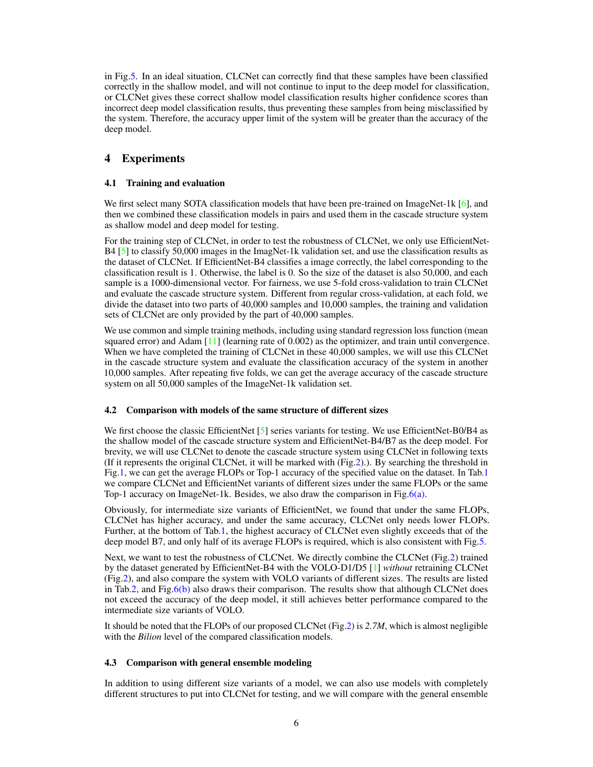in Fig.5. In an ideal situation, CLCNet can correctly find that these samples have been classified correctly in the shallow model, and will not continue to input to the deep model for classification, or CLCNet gives these correct shallow model classification results higher confidence scores than incorrect deep model classification results, thus preventing these samples from being misclassified by the system. Therefore, the accuracy upper limit of the system will be greater than the accuracy of the deep model.

# 4 Experiments

## 4.1 Training and evaluation

We first select many SOTA classification models that have been pre-trained on ImageNet-1k [6], and then we combined these classification models in pairs and used them in the cascade structure system as shallow model and deep model for testing.

For the training step of CLCNet, in order to test the robustness of CLCNet, we only use EfficientNet-B4 [5] to classify 50,000 images in the ImagNet-1k validation set, and use the classification results as the dataset of CLCNet. If EfficientNet-B4 classifies a image correctly, the label corresponding to the classification result is 1. Otherwise, the label is 0. So the size of the dataset is also 50,000, and each sample is a 1000-dimensional vector. For fairness, we use 5-fold cross-validation to train CLCNet and evaluate the cascade structure system. Different from regular cross-validation, at each fold, we divide the dataset into two parts of 40,000 samples and 10,000 samples, the training and validation sets of CLCNet are only provided by the part of 40,000 samples.

We use common and simple training methods, including using standard regression loss function (mean squared error) and Adam [11] (learning rate of 0.002) as the optimizer, and train until convergence. When we have completed the training of CLCNet in these 40,000 samples, we will use this CLCNet in the cascade structure system and evaluate the classification accuracy of the system in another 10,000 samples. After repeating five folds, we can get the average accuracy of the cascade structure system on all 50,000 samples of the ImageNet-1k validation set.

## 4.2 Comparison with models of the same structure of different sizes

We first choose the classic EfficientNet [5] series variants for testing. We use EfficientNet-B0/B4 as the shallow model of the cascade structure system and EfficientNet-B4/B7 as the deep model. For brevity, we will use CLCNet to denote the cascade structure system using CLCNet in following texts (If it represents the original CLCNet, it will be marked with (Fig.2).). By searching the threshold in Fig.1, we can get the average FLOPs or Top-1 accuracy of the specified value on the dataset. In Tab.1 we compare CLCNet and EfficientNet variants of different sizes under the same FLOPs or the same Top-1 accuracy on ImageNet-1k. Besides, we also draw the comparison in Fig.6(a).

Obviously, for intermediate size variants of EfficientNet, we found that under the same FLOPs, CLCNet has higher accuracy, and under the same accuracy, CLCNet only needs lower FLOPs. Further, at the bottom of Tab.1, the highest accuracy of CLCNet even slightly exceeds that of the deep model B7, and only half of its average FLOPs is required, which is also consistent with Fig.5.

Next, we want to test the robustness of CLCNet. We directly combine the CLCNet (Fig.2) trained by the dataset generated by EfficientNet-B4 with the VOLO-D1/D5 [1] *without* retraining CLCNet (Fig.2), and also compare the system with VOLO variants of different sizes. The results are listed in Tab.2, and Fig.6(b) also draws their comparison. The results show that although CLCNet does not exceed the accuracy of the deep model, it still achieves better performance compared to the intermediate size variants of VOLO.

It should be noted that the FLOPs of our proposed CLCNet (Fig.2) is *2.7M*, which is almost negligible with the *Bilion* level of the compared classification models.

## 4.3 Comparison with general ensemble modeling

In addition to using different size variants of a model, we can also use models with completely different structures to put into CLCNet for testing, and we will compare with the general ensemble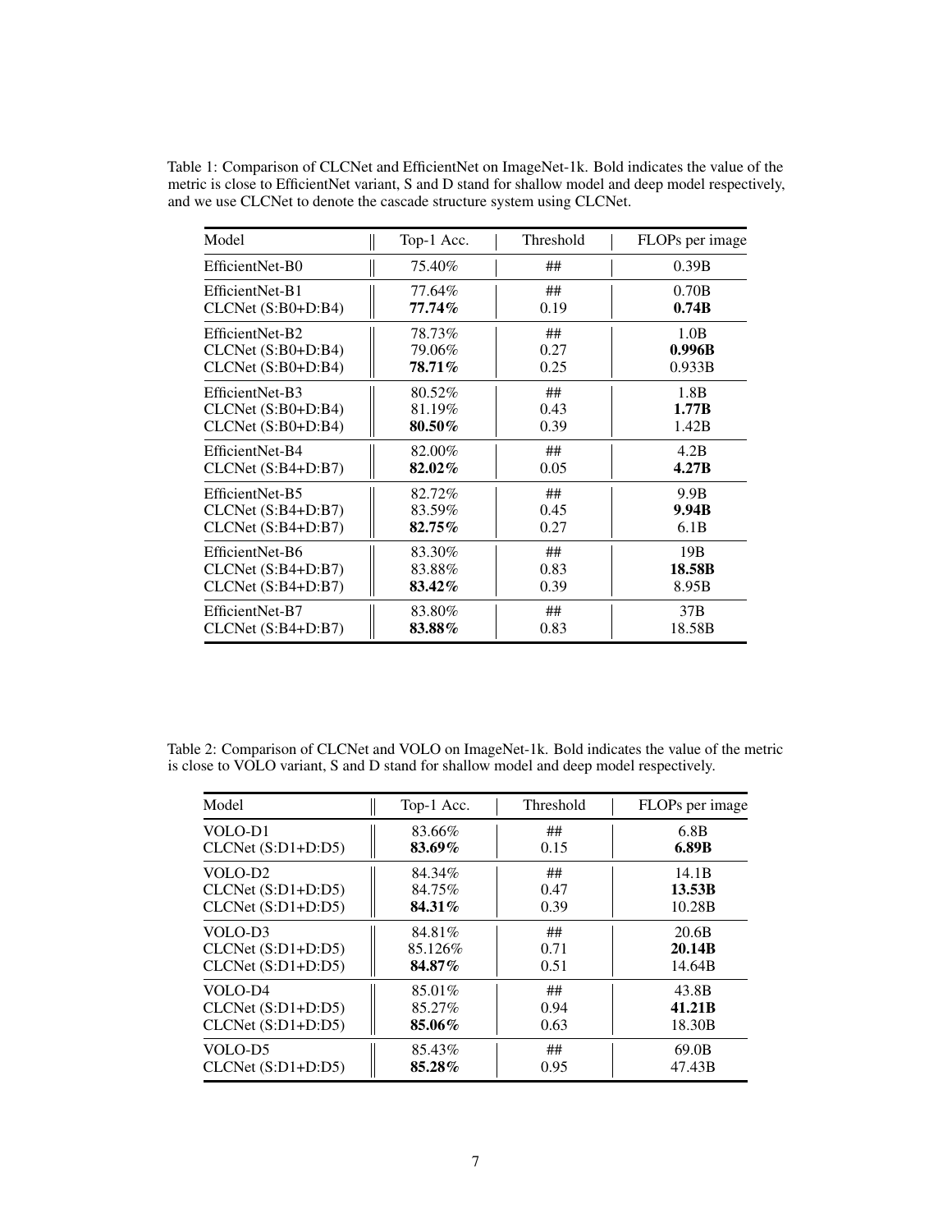Table 1: Comparison of CLCNet and EfficientNet on ImageNet-1k. Bold indicates the value of the metric is close to EfficientNet variant, S and D stand for shallow model and deep model respectively, and we use CLCNet to denote the cascade structure system using CLCNet.

| Model | Top-1 Acc. | Threshold | FLOPs per image |
|---|---|---|---|
| EfficientNet-B0 | 75.40% | ## | 0.39B |
| EfficientNet-B1 | 77.64% | ## | 0.70B |
| CLCNet (S:B0+D:B4) | **77.74%** | 0.19 | **0.74B** |
| EfficientNet-B2 | 78.73% | ## | 1.0B |
| CLCNet (S:B0+D:B4) | 79.06% | 0.27 | **0.996B** |
| CLCNet (S:B0+D:B4) | **78.71%** | 0.25 | 0.933B |
| EfficientNet-B3 | 80.52% | ## | 1.8B |
| CLCNet (S:B0+D:B4) | 81.19% | 0.43 | **1.77B** |
| CLCNet (S:B0+D:B4) | **80.50%** | 0.39 | 1.42B |
| EfficientNet-B4 | 82.00% | ## | 4.2B |
| CLCNet (S:B4+D:B7) | **82.02%** | 0.05 | **4.27B** |
| EfficientNet-B5 | 82.72% | ## | 9.9B |
| CLCNet (S:B4+D:B7) | 83.59% | 0.45 | **9.94B** |
| CLCNet (S:B4+D:B7) | **82.75%** | 0.27 | 6.1B |
| EfficientNet-B6 | 83.30% | ## | 19B |
| CLCNet (S:B4+D:B7) | 83.88% | 0.83 | **18.58B** |
| CLCNet (S:B4+D:B7) | **83.42%** | 0.39 | 8.95B |
| EfficientNet-B7 | 83.80% | ## | 37B |
| CLCNet (S:B4+D:B7) | **83.88%** | 0.83 | 18.58B |

Table 2: Comparison of CLCNet and VOLO on ImageNet-1k. Bold indicates the value of the metric is close to VOLO variant, S and D stand for shallow model and deep model respectively.

| Model | Top-1 Acc. | Threshold | FLOPs per image |
|---|---|---|---|
| VOLO-D1 | 83.66% | ## | 6.8B |
| CLCNet (S:D1+D:D5) | **83.69%** | 0.15 | **6.89B** |
| VOLO-D2 | 84.34% | ## | 14.1B |
| CLCNet (S:D1+D:D5) | 84.75% | 0.47 | **13.53B** |
| CLCNet (S:D1+D:D5) | **84.31%** | 0.39 | 10.28B |
| VOLO-D3 | 84.81% | ## | 20.6B |
| CLCNet (S:D1+D:D5) | 85.126% | 0.71 | **20.14B** |
| CLCNet (S:D1+D:D5) | **84.87%** | 0.51 | 14.64B |
| VOLO-D4 | 85.01% | ## | 43.8B |
| CLCNet (S:D1+D:D5) | 85.27% | 0.94 | **41.21B** |
| CLCNet (S:D1+D:D5) | **85.06%** | 0.63 | 18.30B |
| VOLO-D5 | 85.43% | ## | 69.0B |
| CLCNet (S:D1+D:D5) | **85.28%** | 0.95 | 47.43B |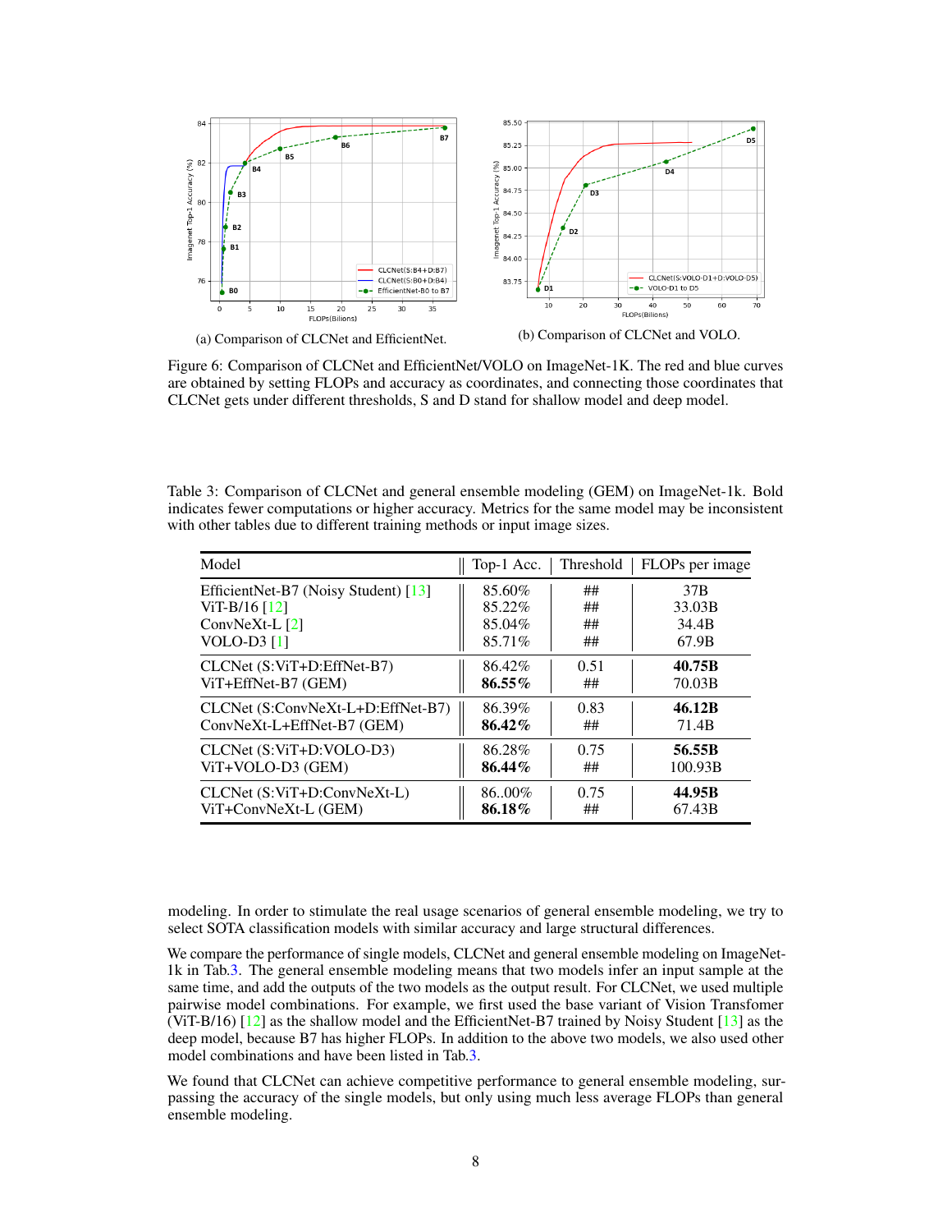(a) Comparison of CLCNet and EfficientNet.

(b) Comparison of CLCNet and VOLO.

Figure 6: Comparison of CLCNet and EfficientNet/VOLO on ImageNet-1K. The red and blue curves are obtained by setting FLOPs and accuracy as coordinates, and connecting those coordinates that CLCNet gets under different thresholds, S and D stand for shallow model and deep model.

Table 3: Comparison of CLCNet and general ensemble modeling (GEM) on ImageNet-1k. Bold indicates fewer computations or higher accuracy. Metrics for the same model may be inconsistent with other tables due to different training methods or input image sizes.

| Model | Top-1 Acc. | Threshold | FLOPs per image |
|---|---|---|---|
| EfficientNet-B7 (Noisy Student) [13] | 85.60% | ## | 37B |
| ViT-B/16 [12] | 85.22% | ## | 33.03B |
| ConvNeXt-L [2] | 85.04% | ## | 34.4B |
| VOLO-D3 [1] | 85.71% | ## | 67.9B |
| CLCNet (S:ViT+D:EffNet-B7) | 86.42% | 0.51 | **40.75B** |
| ViT+EffNet-B7 (GEM) | **86.55%** | ## | 70.03B |
| CLCNet (S:ConvNeXt-L+D:EffNet-B7) | 86.39% | 0.83 | **46.12B** |
| ConvNeXt-L+EffNet-B7 (GEM) | **86.42%** | ## | 71.4B |
| CLCNet (S:ViT+D:VOLO-D3) | 86.28% | 0.75 | **56.55B** |
| ViT+VOLO-D3 (GEM) | **86.44%** | ## | 100.93B |
| CLCNet (S:ViT+D:ConvNeXt-L) | 86..00% | 0.75 | **44.95B** |
| ViT+ConvNeXt-L (GEM) | **86.18%** | ## | 67.43B |

modeling. In order to stimulate the real usage scenarios of general ensemble modeling, we try to select SOTA classification models with similar accuracy and large structural differences.

We compare the performance of single models, CLCNet and general ensemble modeling on ImageNet-1k in Tab.3. The general ensemble modeling means that two models infer an input sample at the same time, and add the outputs of the two models as the output result. For CLCNet, we used multiple pairwise model combinations. For example, we first used the base variant of Vision Transfomer (ViT-B/16) [12] as the shallow model and the EfficientNet-B7 trained by Noisy Student [13] as the deep model, because B7 has higher FLOPs. In addition to the above two models, we also used other model combinations and have been listed in Tab.3.

We found that CLCNet can achieve competitive performance to general ensemble modeling, surpassing the accuracy of the single models, but only using much less average FLOPs than general ensemble modeling.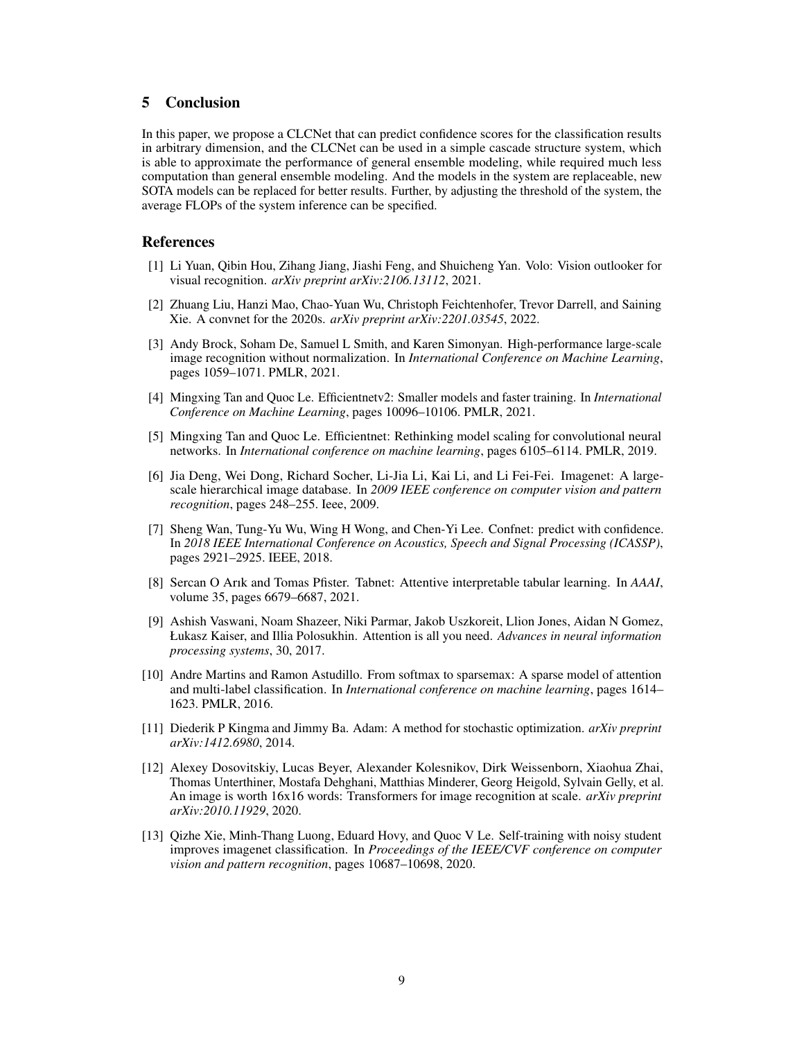## 5 Conclusion

In this paper, we propose a CLCNet that can predict confidence scores for the classification results in arbitrary dimension, and the CLCNet can be used in a simple cascade structure system, which is able to approximate the performance of general ensemble modeling, while required much less computation than general ensemble modeling. And the models in the system are replaceable, new SOTA models can be replaced for better results. Further, by adjusting the threshold of the system, the average FLOPs of the system inference can be specified.

## References

[1] Li Yuan, Qibin Hou, Zihang Jiang, Jiashi Feng, and Shuicheng Yan. Volo: Vision outlooker for visual recognition. *arXiv preprint arXiv:2106.13112*, 2021.

[2] Zhuang Liu, Hanzi Mao, Chao-Yuan Wu, Christoph Feichtenhofer, Trevor Darrell, and Saining Xie. A convnet for the 2020s. *arXiv preprint arXiv:2201.03545*, 2022.

[3] Andy Brock, Soham De, Samuel L Smith, and Karen Simonyan. High-performance large-scale image recognition without normalization. In *International Conference on Machine Learning*, pages 1059–1071. PMLR, 2021.

[4] Mingxing Tan and Quoc Le. Efficientnetv2: Smaller models and faster training. In *International Conference on Machine Learning*, pages 10096–10106. PMLR, 2021.

[5] Mingxing Tan and Quoc Le. Efficientnet: Rethinking model scaling for convolutional neural networks. In *International conference on machine learning*, pages 6105–6114. PMLR, 2019.

[6] Jia Deng, Wei Dong, Richard Socher, Li-Jia Li, Kai Li, and Li Fei-Fei. Imagenet: A large-scale hierarchical image database. In *2009 IEEE conference on computer vision and pattern recognition*, pages 248–255. Ieee, 2009.

[7] Sheng Wan, Tung-Yu Wu, Wing H Wong, and Chen-Yi Lee. Confnet: predict with confidence. In *2018 IEEE International Conference on Acoustics, Speech and Signal Processing (ICASSP)*, pages 2921–2925. IEEE, 2018.

[8] Sercan O Arık and Tomas Pfister. Tabnet: Attentive interpretable tabular learning. In *AAAI*, volume 35, pages 6679–6687, 2021.

[9] Ashish Vaswani, Noam Shazeer, Niki Parmar, Jakob Uszkoreit, Llion Jones, Aidan N Gomez, Łukasz Kaiser, and Illia Polosukhin. Attention is all you need. *Advances in neural information processing systems*, 30, 2017.

[10] Andre Martins and Ramon Astudillo. From softmax to sparsemax: A sparse model of attention and multi-label classification. In *International conference on machine learning*, pages 1614–1623. PMLR, 2016.

[11] Diederik P Kingma and Jimmy Ba. Adam: A method for stochastic optimization. *arXiv preprint arXiv:1412.6980*, 2014.

[12] Alexey Dosovitskiy, Lucas Beyer, Alexander Kolesnikov, Dirk Weissenborn, Xiaohua Zhai, Thomas Unterthiner, Mostafa Dehghani, Matthias Minderer, Georg Heigold, Sylvain Gelly, et al. An image is worth 16x16 words: Transformers for image recognition at scale. *arXiv preprint arXiv:2010.11929*, 2020.

[13] Qizhe Xie, Minh-Thang Luong, Eduard Hovy, and Quoc V Le. Self-training with noisy student improves imagenet classification. In *Proceedings of the IEEE/CVF conference on computer vision and pattern recognition*, pages 10687–10698, 2020.